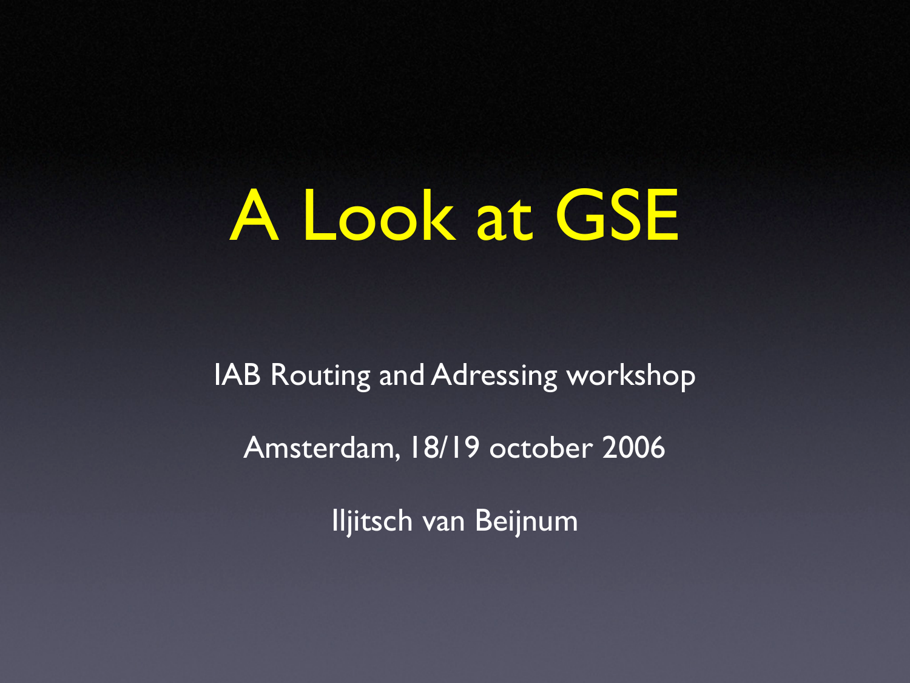# A Look at GSE

IAB Routing and Adressing workshop

Amsterdam, 18/19 october 2006

Iljitsch van Beijnum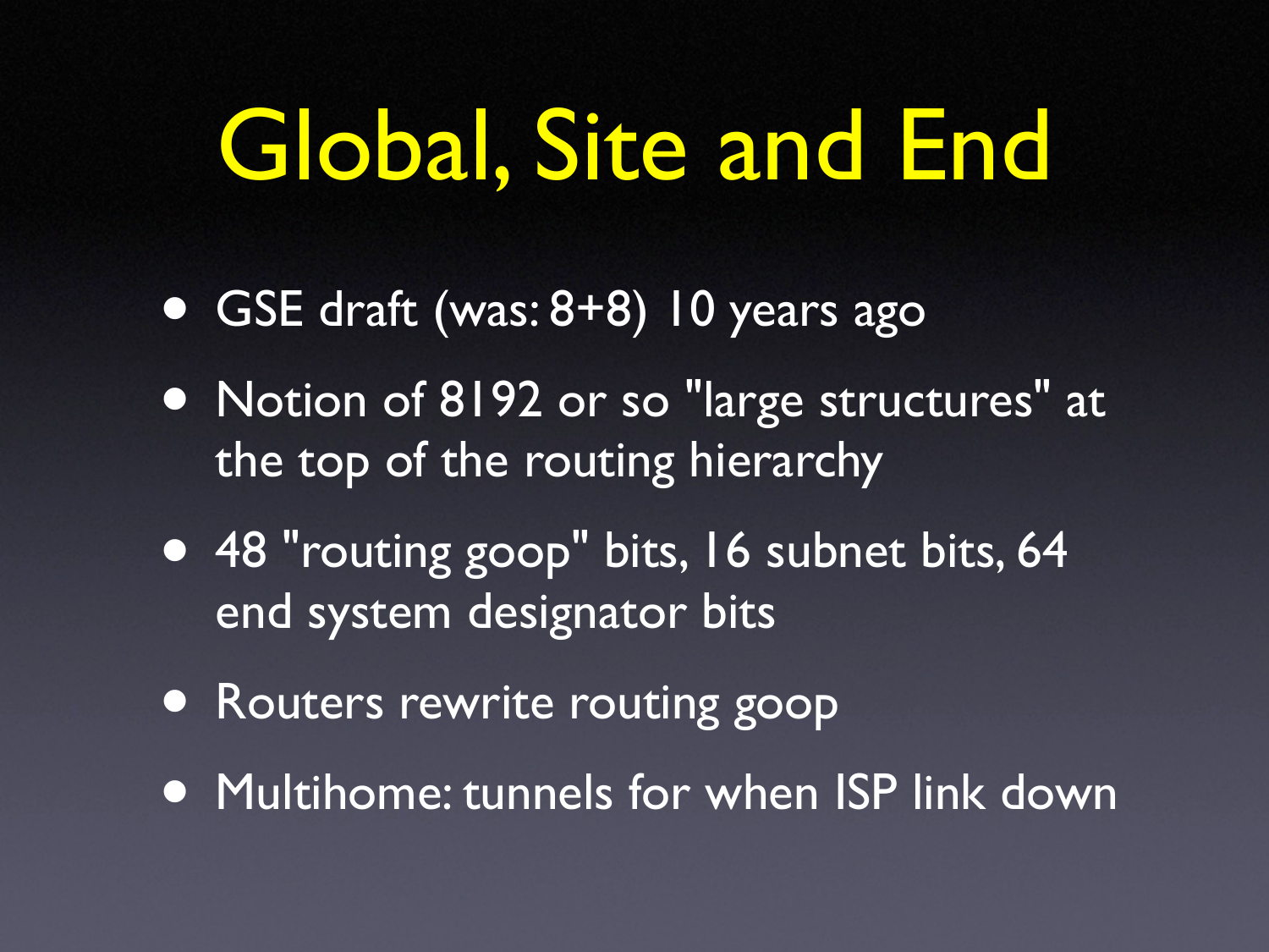# Global, Site and End

- GSE draft (was: 8+8) 10 years ago
- Notion of 8192 or so "large structures" at the top of the routing hierarchy
- 48 "routing goop" bits, 16 subnet bits, 64 end system designator bits
- Routers rewrite routing goop
- Multihome: tunnels for when ISP link down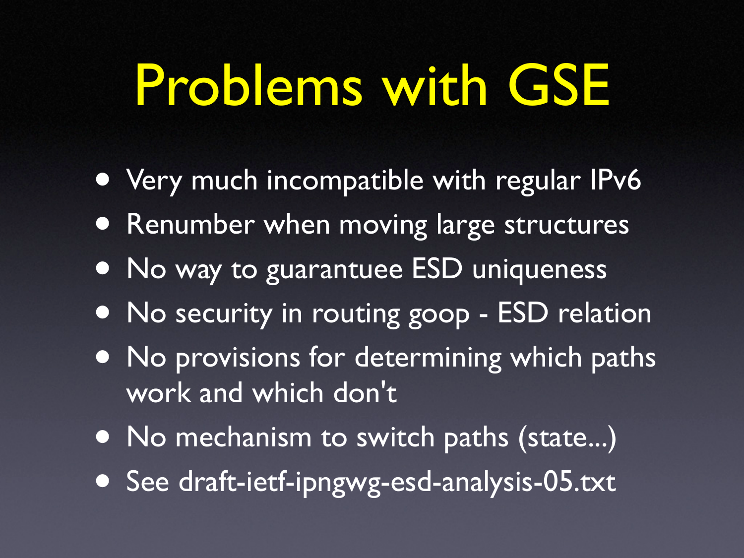# Problems with GSE

- Very much incompatible with regular IPv6
- Renumber when moving large structures
- No way to guarantuee ESD uniqueness
- No security in routing goop - ESD relation
- No provisions for determining which paths work and which don't
- No mechanism to switch paths (state...)
- See draft-ietf-ipngwg-esd-analysis-05.txt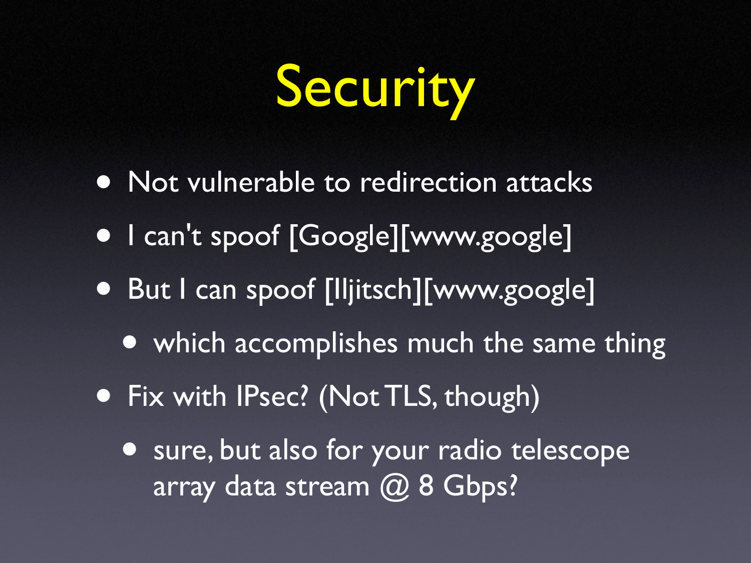# Security

- Not vulnerable to redirection attacks
- I can't spoof [Google][www.google]
- But I can spoof [Iljitsch][www.google]
  - which accomplishes much the same thing
- Fix with IPsec? (Not TLS, though)
  - sure, but also for your radio telescope array data stream @ 8 Gbps?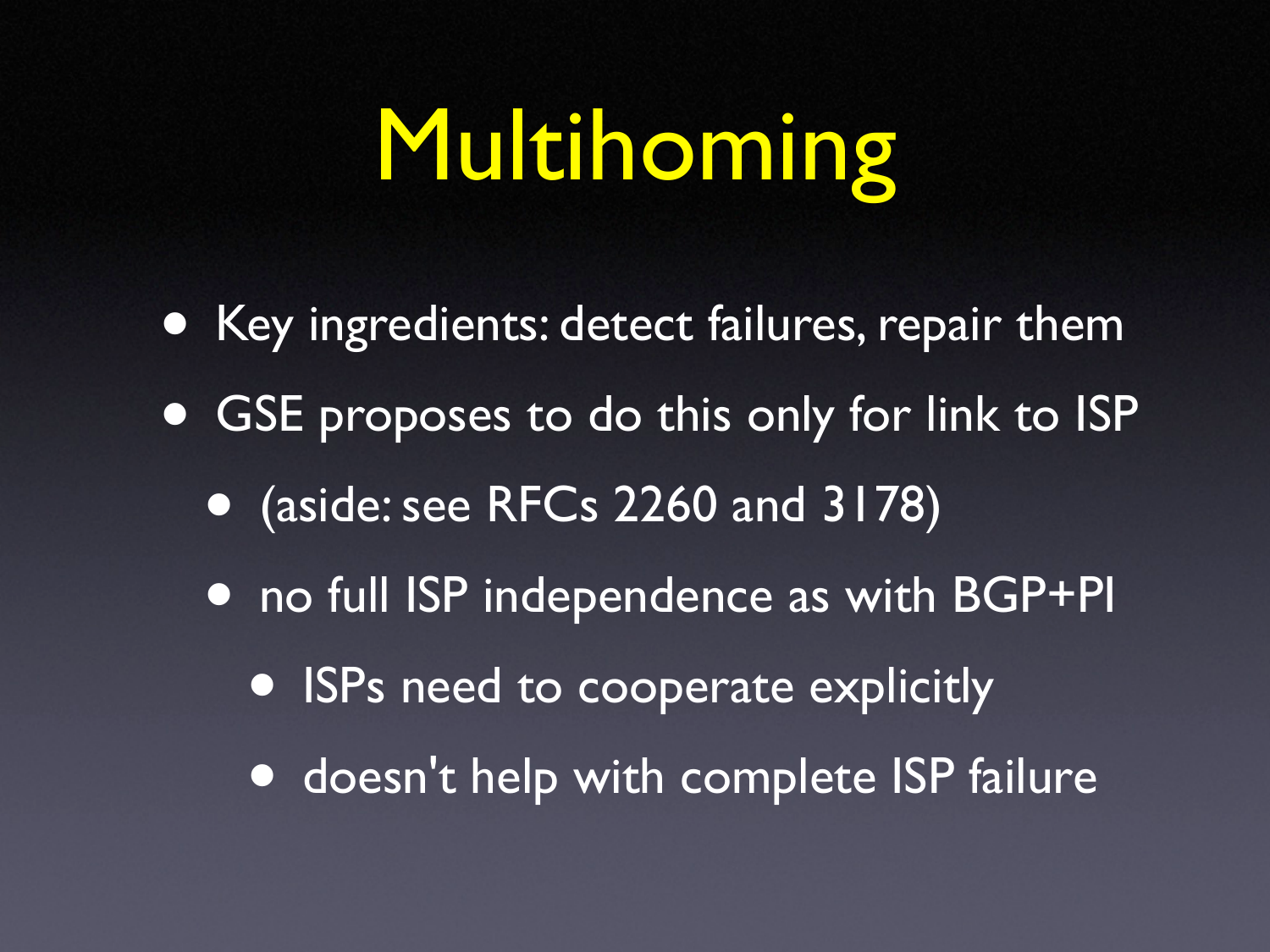# Multihoming

- Key ingredients: detect failures, repair them
- GSE proposes to do this only for link to ISP
  - (aside: see RFCs 2260 and 3178)
  - no full ISP independence as with BGP+PI
    - ISPs need to cooperate explicitly
    - doesn't help with complete ISP failure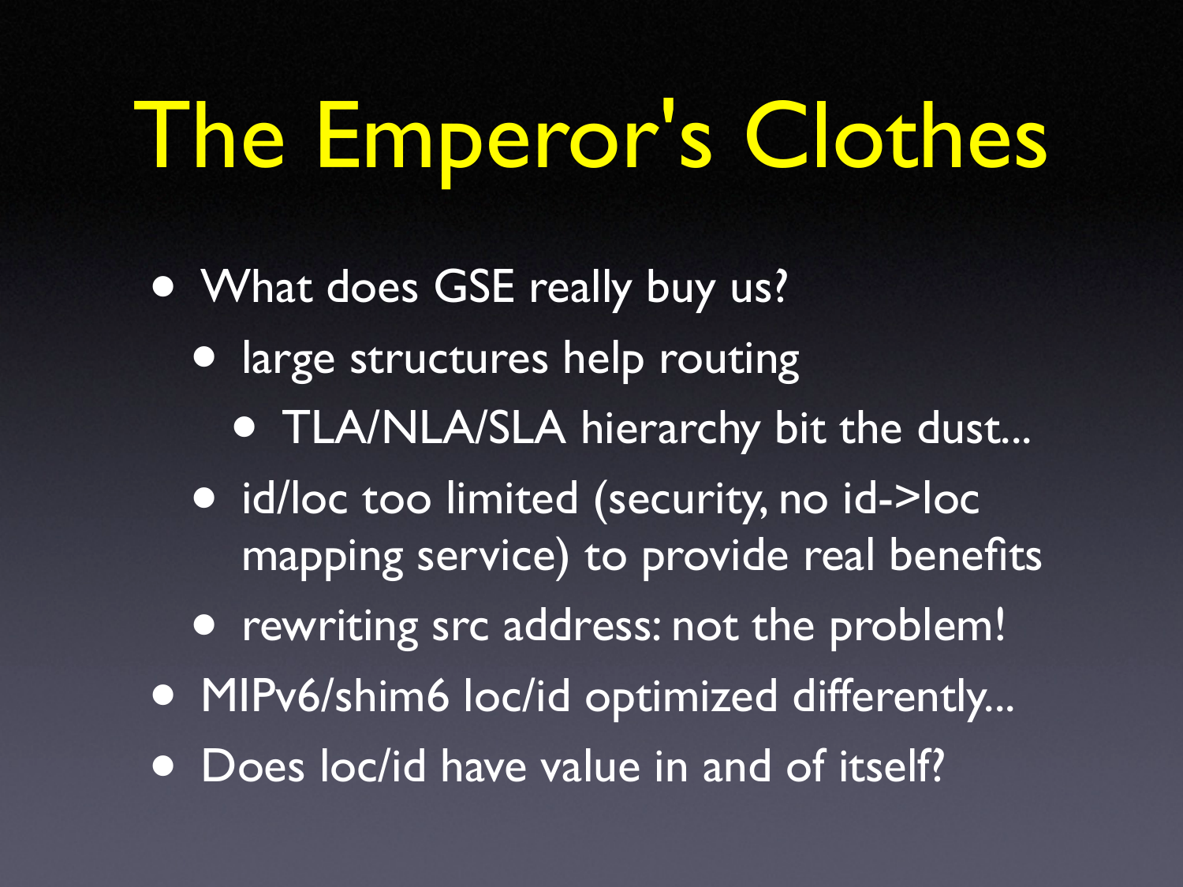# The Emperor's Clothes

- What does GSE really buy us?
  - large structures help routing
    - TLA/NLA/SLA hierarchy bit the dust...
  - id/loc too limited (security, no id->loc mapping service) to provide real benefits
  - rewriting src address: not the problem!
- MIPv6/shim6 loc/id optimized differently...
- Does loc/id have value in and of itself?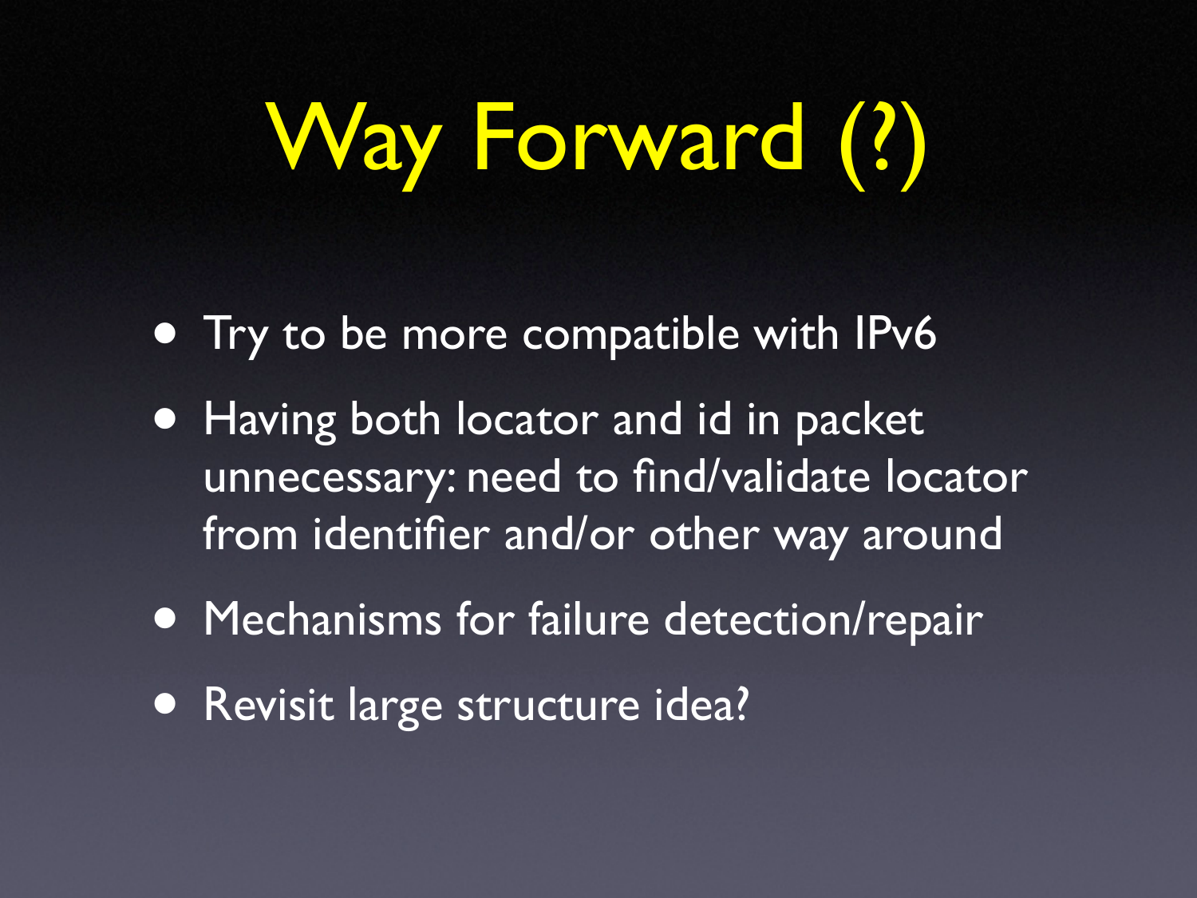# Way Forward (?)

- Try to be more compatible with IPv6
- Having both locator and id in packet unnecessary: need to find/validate locator from identifier and/or other way around
- Mechanisms for failure detection/repair
- Revisit large structure idea?